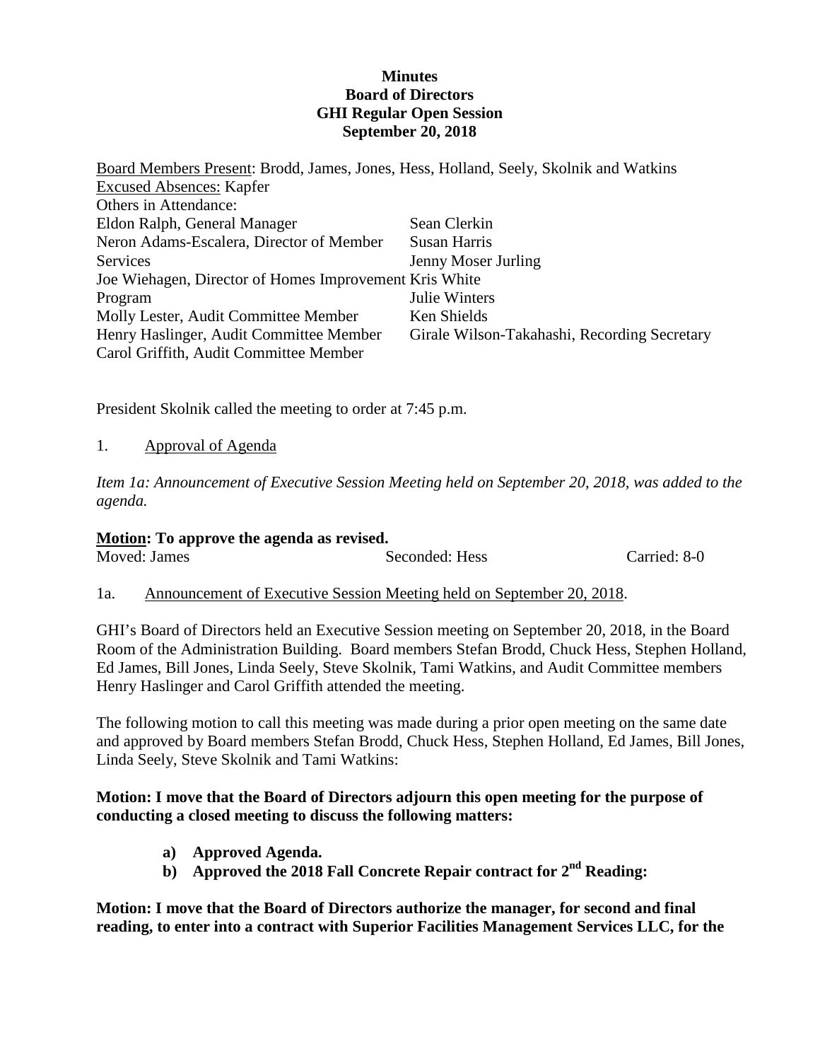# Minutes
## Board of Directors
## GHI Regular Open Session
## September 20, 2018

Board Members Present: Brodd, James, Jones, Hess, Holland, Seely, Skolnik and Watkins
Excused Absences: Kapfer
Others in Attendance:

| | |
|---|---|
| Eldon Ralph, General Manager | Sean Clerkin |
| Neron Adams-Escalera, Director of Member Services | Susan Harris |
| | Jenny Moser Jurling |
| Joe Wiehagen, Director of Homes Improvement Program | Kris White |
| | Julie Winters |
| Molly Lester, Audit Committee Member | Ken Shields |
| Henry Haslinger, Audit Committee Member | Girale Wilson-Takahashi, Recording Secretary |
| Carol Griffith, Audit Committee Member | |

President Skolnik called the meeting to order at 7:45 p.m.

1. Approval of Agenda

*Item 1a: Announcement of Executive Session Meeting held on September 20, 2018, was added to the agenda.*

**Motion: To approve the agenda as revised.**

| Moved: James | Seconded: Hess | Carried: 8-0 |
|---|---|---|

1a. Announcement of Executive Session Meeting held on September 20, 2018.

GHI's Board of Directors held an Executive Session meeting on September 20, 2018, in the Board Room of the Administration Building. Board members Stefan Brodd, Chuck Hess, Stephen Holland, Ed James, Bill Jones, Linda Seely, Steve Skolnik, Tami Watkins, and Audit Committee members Henry Haslinger and Carol Griffith attended the meeting.

The following motion to call this meeting was made during a prior open meeting on the same date and approved by Board members Stefan Brodd, Chuck Hess, Stephen Holland, Ed James, Bill Jones, Linda Seely, Steve Skolnik and Tami Watkins:

**Motion: I move that the Board of Directors adjourn this open meeting for the purpose of conducting a closed meeting to discuss the following matters:**

- **a) Approved Agenda.**
- **b) Approved the 2018 Fall Concrete Repair contract for 2nd Reading:**

**Motion: I move that the Board of Directors authorize the manager, for second and final reading, to enter into a contract with Superior Facilities Management Services LLC, for the**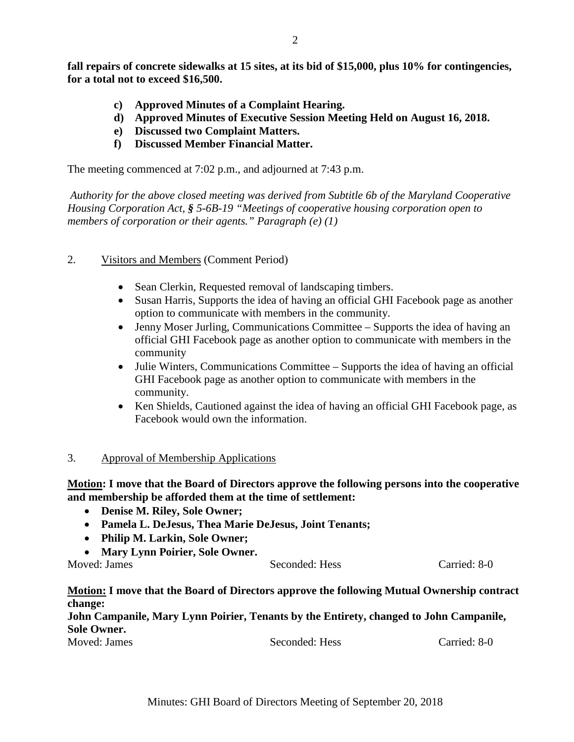**fall repairs of concrete sidewalks at 15 sites, at its bid of $15,000, plus 10% for contingencies, for a total not to exceed $16,500.**

- **c) Approved Minutes of a Complaint Hearing.**
- **d) Approved Minutes of Executive Session Meeting Held on August 16, 2018.**
- **e) Discussed two Complaint Matters.**
- **f) Discussed Member Financial Matter.**

The meeting commenced at 7:02 p.m., and adjourned at 7:43 p.m.

*Authority for the above closed meeting was derived from Subtitle 6b of the Maryland Cooperative Housing Corporation Act, **§** 5-6B-19 "Meetings of cooperative housing corporation open to members of corporation or their agents." Paragraph (e) (1)*

2. Visitors and Members (Comment Period)

- Sean Clerkin, Requested removal of landscaping timbers.
- Susan Harris, Supports the idea of having an official GHI Facebook page as another option to communicate with members in the community.
- Jenny Moser Jurling, Communications Committee – Supports the idea of having an official GHI Facebook page as another option to communicate with members in the community
- Julie Winters, Communications Committee – Supports the idea of having an official GHI Facebook page as another option to communicate with members in the community.
- Ken Shields, Cautioned against the idea of having an official GHI Facebook page, as Facebook would own the information.

3. Approval of Membership Applications

**Motion: I move that the Board of Directors approve the following persons into the cooperative and membership be afforded them at the time of settlement:**

- **Denise M. Riley, Sole Owner;**
- **Pamela L. DeJesus, Thea Marie DeJesus, Joint Tenants;**
- **Philip M. Larkin, Sole Owner;**
- **Mary Lynn Poirier, Sole Owner.**

Moved: James    Seconded: Hess    Carried: 8-0

**Motion: I move that the Board of Directors approve the following Mutual Ownership contract change:**

**John Campanile, Mary Lynn Poirier, Tenants by the Entirety, changed to John Campanile, Sole Owner.**

Moved: James    Seconded: Hess    Carried: 8-0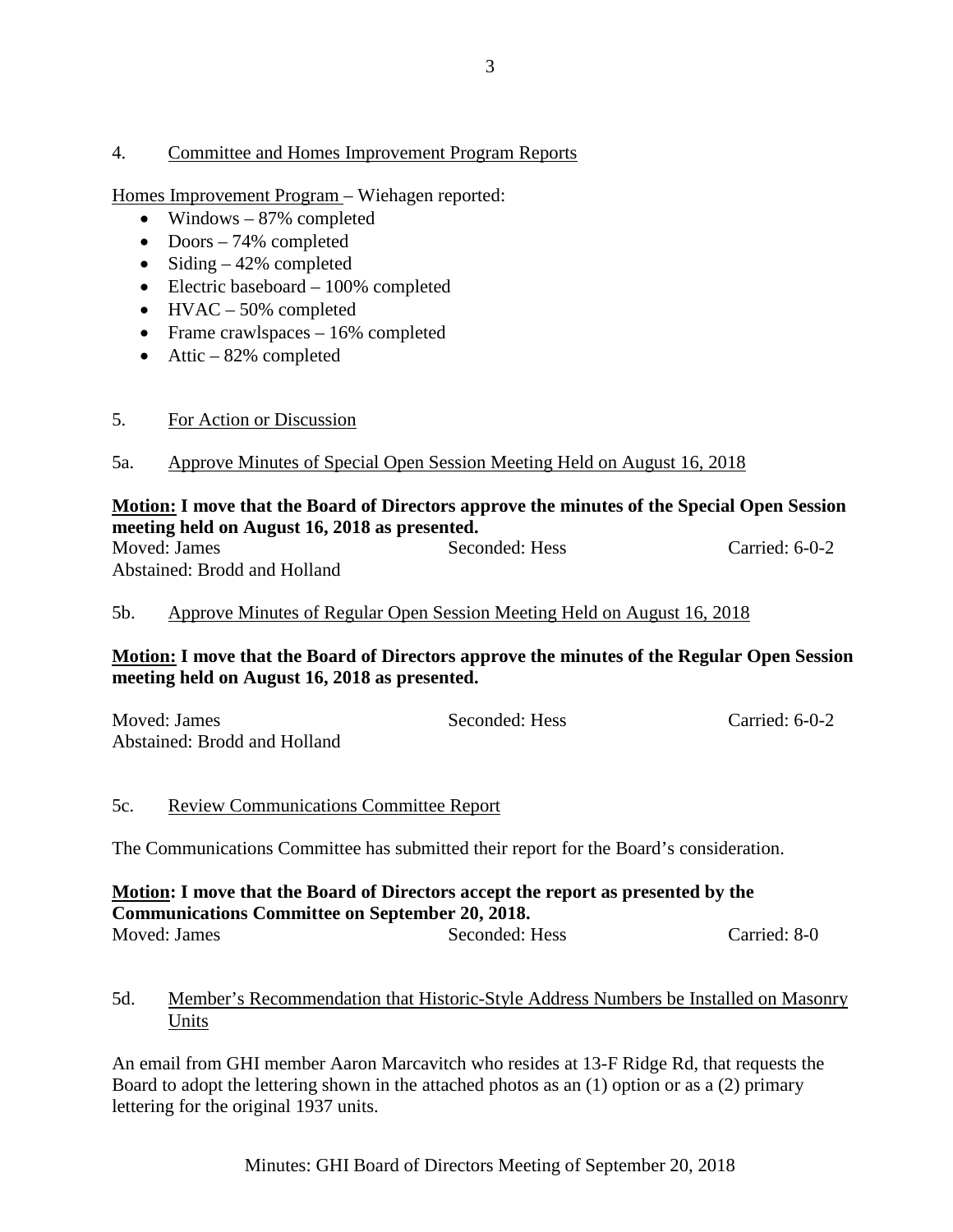## 4. Committee and Homes Improvement Program Reports

Homes Improvement Program – Wiehagen reported:

- Windows – 87% completed
- Doors – 74% completed
- Siding – 42% completed
- Electric baseboard – 100% completed
- HVAC – 50% completed
- Frame crawlspaces – 16% completed
- Attic – 82% completed

## 5. For Action or Discussion

### 5a. Approve Minutes of Special Open Session Meeting Held on August 16, 2018

**Motion: I move that the Board of Directors approve the minutes of the Special Open Session meeting held on August 16, 2018 as presented.**

Moved: James  Seconded: Hess  Carried: 6-0-2
Abstained: Brodd and Holland

### 5b. Approve Minutes of Regular Open Session Meeting Held on August 16, 2018

**Motion: I move that the Board of Directors approve the minutes of the Regular Open Session meeting held on August 16, 2018 as presented.**

Moved: James  Seconded: Hess  Carried: 6-0-2
Abstained: Brodd and Holland

### 5c. Review Communications Committee Report

The Communications Committee has submitted their report for the Board's consideration.

**Motion: I move that the Board of Directors accept the report as presented by the Communications Committee on September 20, 2018.**

Moved: James  Seconded: Hess  Carried: 8-0

### 5d. Member's Recommendation that Historic-Style Address Numbers be Installed on Masonry Units

An email from GHI member Aaron Marcavitch who resides at 13-F Ridge Rd, that requests the Board to adopt the lettering shown in the attached photos as an (1) option or as a (2) primary lettering for the original 1937 units.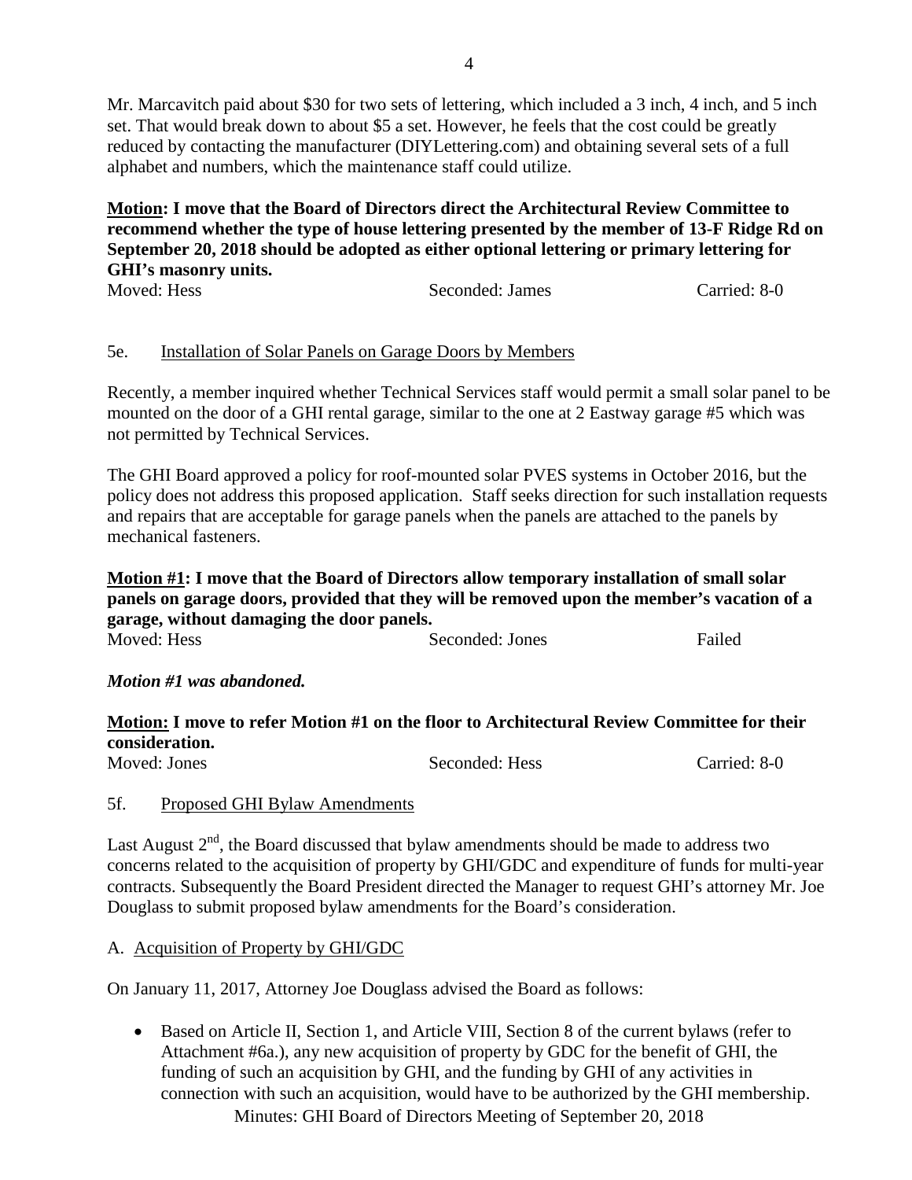Mr. Marcavitch paid about $30 for two sets of lettering, which included a 3 inch, 4 inch, and 5 inch set. That would break down to about $5 a set. However, he feels that the cost could be greatly reduced by contacting the manufacturer (DIYLettering.com) and obtaining several sets of a full alphabet and numbers, which the maintenance staff could utilize.

**Motion: I move that the Board of Directors direct the Architectural Review Committee to recommend whether the type of house lettering presented by the member of 13-F Ridge Rd on September 20, 2018 should be adopted as either optional lettering or primary lettering for GHI's masonry units.**

Moved: Hess    Seconded: James    Carried: 8-0

5e. Installation of Solar Panels on Garage Doors by Members

Recently, a member inquired whether Technical Services staff would permit a small solar panel to be mounted on the door of a GHI rental garage, similar to the one at 2 Eastway garage #5 which was not permitted by Technical Services.

The GHI Board approved a policy for roof-mounted solar PVES systems in October 2016, but the policy does not address this proposed application. Staff seeks direction for such installation requests and repairs that are acceptable for garage panels when the panels are attached to the panels by mechanical fasteners.

**Motion #1: I move that the Board of Directors allow temporary installation of small solar panels on garage doors, provided that they will be removed upon the member's vacation of a garage, without damaging the door panels.**

Moved: Hess    Seconded: Jones    Failed

***Motion #1 was abandoned.***

**Motion: I move to refer Motion #1 on the floor to Architectural Review Committee for their consideration.**

Moved: Jones    Seconded: Hess    Carried: 8-0

5f. Proposed GHI Bylaw Amendments

Last August 2nd, the Board discussed that bylaw amendments should be made to address two concerns related to the acquisition of property by GHI/GDC and expenditure of funds for multi-year contracts. Subsequently the Board President directed the Manager to request GHI's attorney Mr. Joe Douglass to submit proposed bylaw amendments for the Board's consideration.

A. Acquisition of Property by GHI/GDC

On January 11, 2017, Attorney Joe Douglass advised the Board as follows:

- Based on Article II, Section 1, and Article VIII, Section 8 of the current bylaws (refer to Attachment #6a.), any new acquisition of property by GDC for the benefit of GHI, the funding of such an acquisition by GHI, and the funding by GHI of any activities in connection with such an acquisition, would have to be authorized by the GHI membership.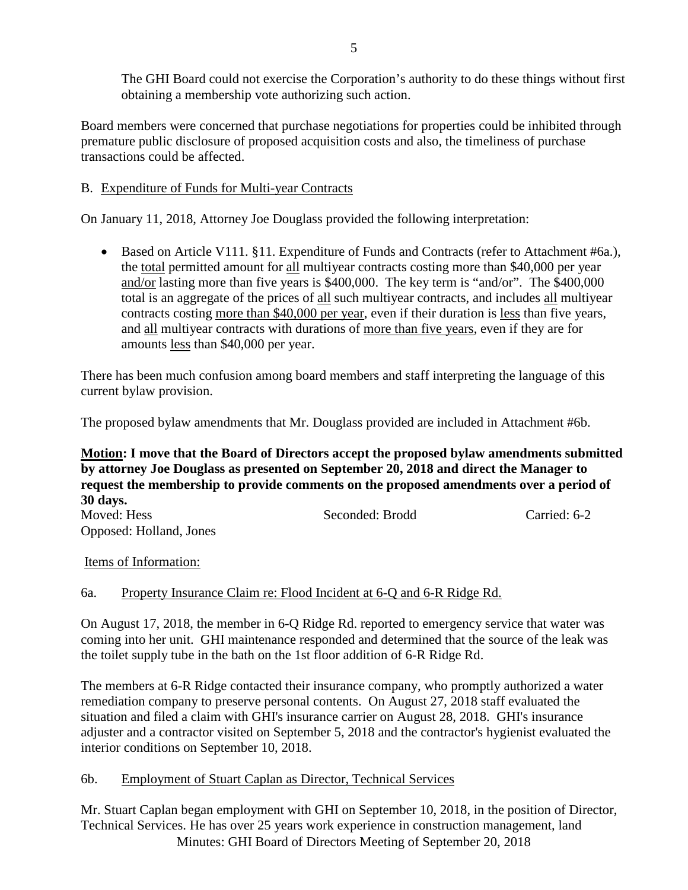The GHI Board could not exercise the Corporation's authority to do these things without first obtaining a membership vote authorizing such action.

Board members were concerned that purchase negotiations for properties could be inhibited through premature public disclosure of proposed acquisition costs and also, the timeliness of purchase transactions could be affected.

B. Expenditure of Funds for Multi-year Contracts

On January 11, 2018, Attorney Joe Douglass provided the following interpretation:

- Based on Article V111. §11. Expenditure of Funds and Contracts (refer to Attachment #6a.), the total permitted amount for all multiyear contracts costing more than $40,000 per year and/or lasting more than five years is $400,000. The key term is "and/or". The $400,000 total is an aggregate of the prices of all such multiyear contracts, and includes all multiyear contracts costing more than $40,000 per year, even if their duration is less than five years, and all multiyear contracts with durations of more than five years, even if they are for amounts less than $40,000 per year.

There has been much confusion among board members and staff interpreting the language of this current bylaw provision.

The proposed bylaw amendments that Mr. Douglass provided are included in Attachment #6b.

**Motion: I move that the Board of Directors accept the proposed bylaw amendments submitted by attorney Joe Douglass as presented on September 20, 2018 and direct the Manager to request the membership to provide comments on the proposed amendments over a period of 30 days.**

Moved: Hess Seconded: Brodd Carried: 6-2
Opposed: Holland, Jones

Items of Information:

6a. Property Insurance Claim re: Flood Incident at 6-Q and 6-R Ridge Rd.

On August 17, 2018, the member in 6-Q Ridge Rd. reported to emergency service that water was coming into her unit. GHI maintenance responded and determined that the source of the leak was the toilet supply tube in the bath on the 1st floor addition of 6-R Ridge Rd.

The members at 6-R Ridge contacted their insurance company, who promptly authorized a water remediation company to preserve personal contents. On August 27, 2018 staff evaluated the situation and filed a claim with GHI's insurance carrier on August 28, 2018. GHI's insurance adjuster and a contractor visited on September 5, 2018 and the contractor's hygienist evaluated the interior conditions on September 10, 2018.

6b. Employment of Stuart Caplan as Director, Technical Services

Mr. Stuart Caplan began employment with GHI on September 10, 2018, in the position of Director, Technical Services. He has over 25 years work experience in construction management, land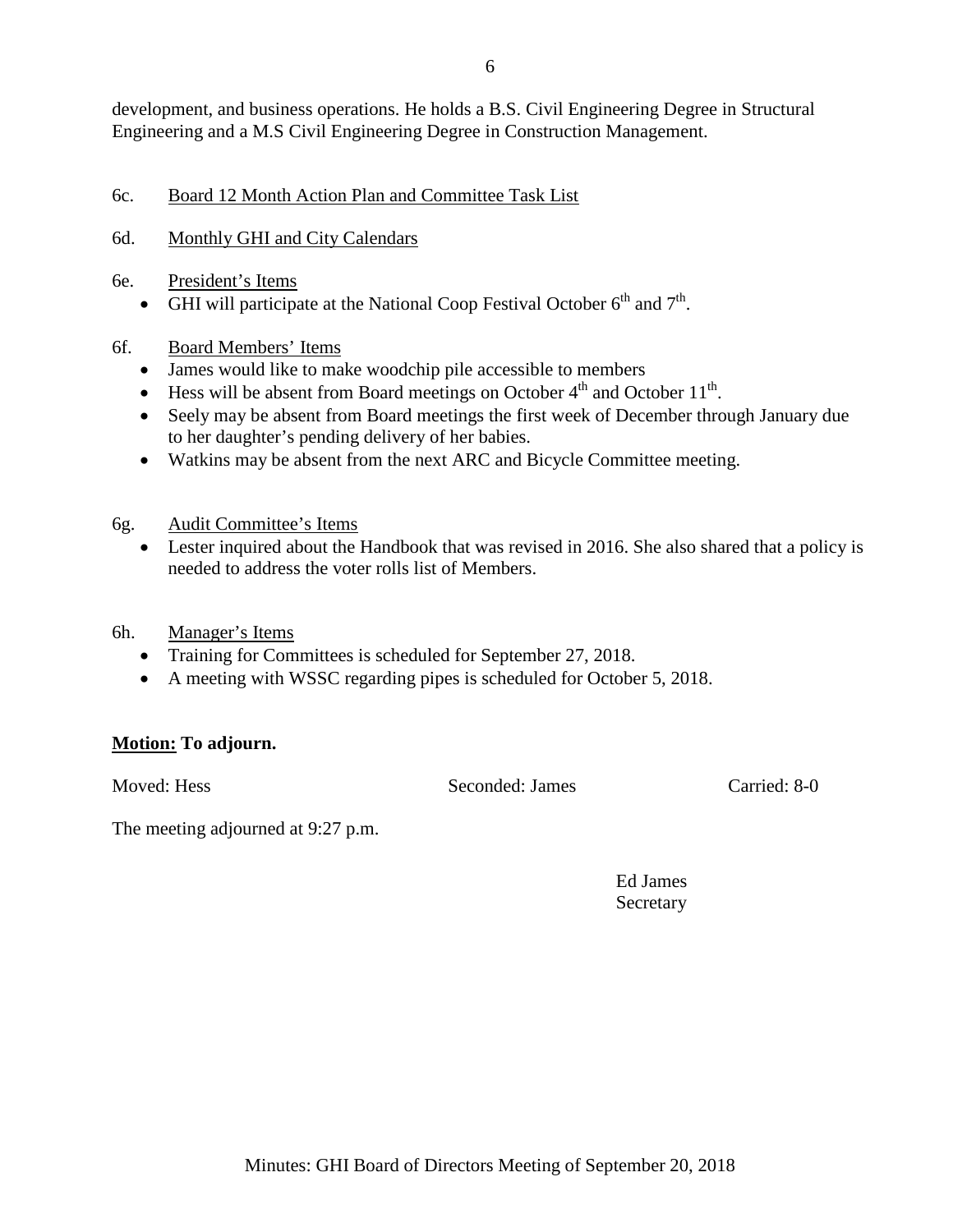development, and business operations. He holds a B.S. Civil Engineering Degree in Structural Engineering and a M.S Civil Engineering Degree in Construction Management.

6c. Board 12 Month Action Plan and Committee Task List

6d. Monthly GHI and City Calendars

6e. President's Items

- GHI will participate at the National Coop Festival October 6th and 7th.

6f. Board Members' Items

- James would like to make woodchip pile accessible to members
- Hess will be absent from Board meetings on October 4th and October 11th.
- Seely may be absent from Board meetings the first week of December through January due to her daughter's pending delivery of her babies.
- Watkins may be absent from the next ARC and Bicycle Committee meeting.

6g. Audit Committee's Items

- Lester inquired about the Handbook that was revised in 2016. She also shared that a policy is needed to address the voter rolls list of Members.

6h. Manager's Items

- Training for Committees is scheduled for September 27, 2018.
- A meeting with WSSC regarding pipes is scheduled for October 5, 2018.

**Motion: To adjourn.**

Moved: Hess Seconded: James Carried: 8-0

The meeting adjourned at 9:27 p.m.

Ed James
Secretary